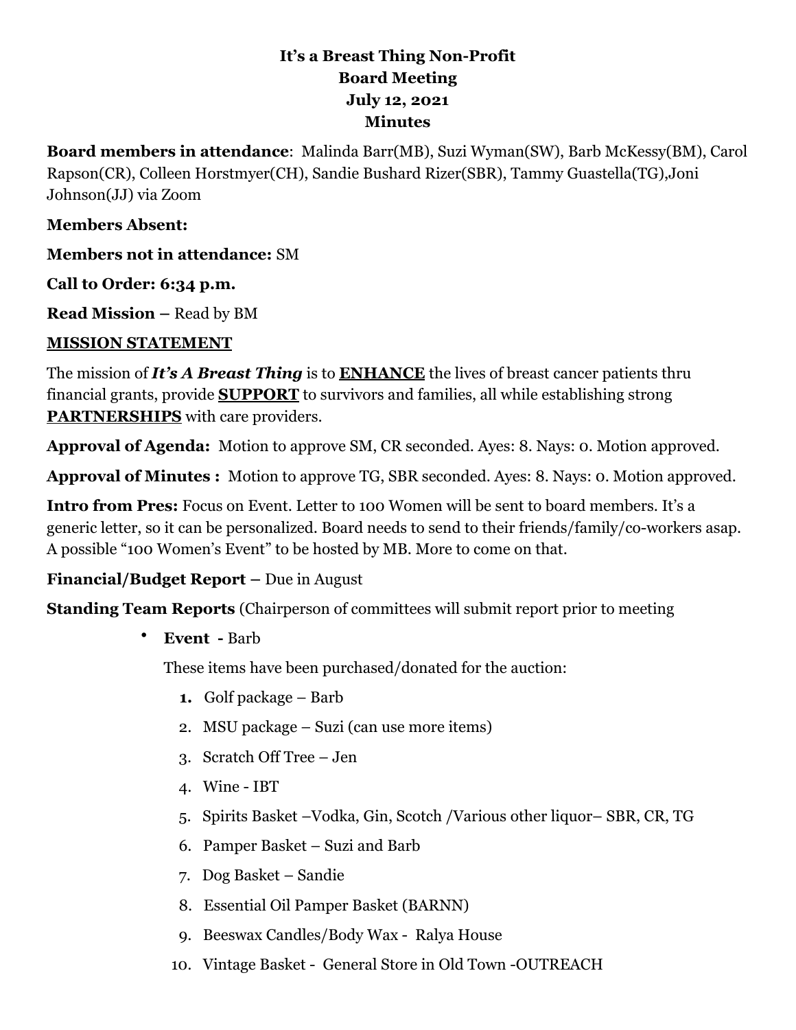**It's a Breast Thing Non-Profit**
**Board Meeting**
**July 12, 2021**
**Minutes**

**Board members in attendance**: Malinda Barr(MB), Suzi Wyman(SW), Barb McKessy(BM), Carol Rapson(CR), Colleen Horstmyer(CH), Sandie Bushard Rizer(SBR), Tammy Guastella(TG),Joni Johnson(JJ) via Zoom

**Members Absent:**

**Members not in attendance:** SM

**Call to Order: 6:34 p.m.**

**Read Mission –** Read by BM

**MISSION STATEMENT**

The mission of ***It's A Breast Thing*** is to **ENHANCE** the lives of breast cancer patients thru financial grants, provide **SUPPORT** to survivors and families, all while establishing strong **PARTNERSHIPS** with care providers.

**Approval of Agenda:** Motion to approve SM, CR seconded. Ayes: 8. Nays: 0. Motion approved.

**Approval of Minutes :** Motion to approve TG, SBR seconded. Ayes: 8. Nays: 0. Motion approved.

**Intro from Pres:** Focus on Event. Letter to 100 Women will be sent to board members. It's a generic letter, so it can be personalized. Board needs to send to their friends/family/co-workers asap. A possible "100 Women's Event" to be hosted by MB. More to come on that.

**Financial/Budget Report –** Due in August

**Standing Team Reports** (Chairperson of committees will submit report prior to meeting

- **Event -** Barb

  These items have been purchased/donated for the auction:

  1. Golf package – Barb
  2. MSU package – Suzi (can use more items)
  3. Scratch Off Tree – Jen
  4. Wine - IBT
  5. Spirits Basket –Vodka, Gin, Scotch /Various other liquor– SBR, CR, TG
  6. Pamper Basket – Suzi and Barb
  7. Dog Basket – Sandie
  8. Essential Oil Pamper Basket (BARNN)
  9. Beeswax Candles/Body Wax - Ralya House
  10. Vintage Basket - General Store in Old Town -OUTREACH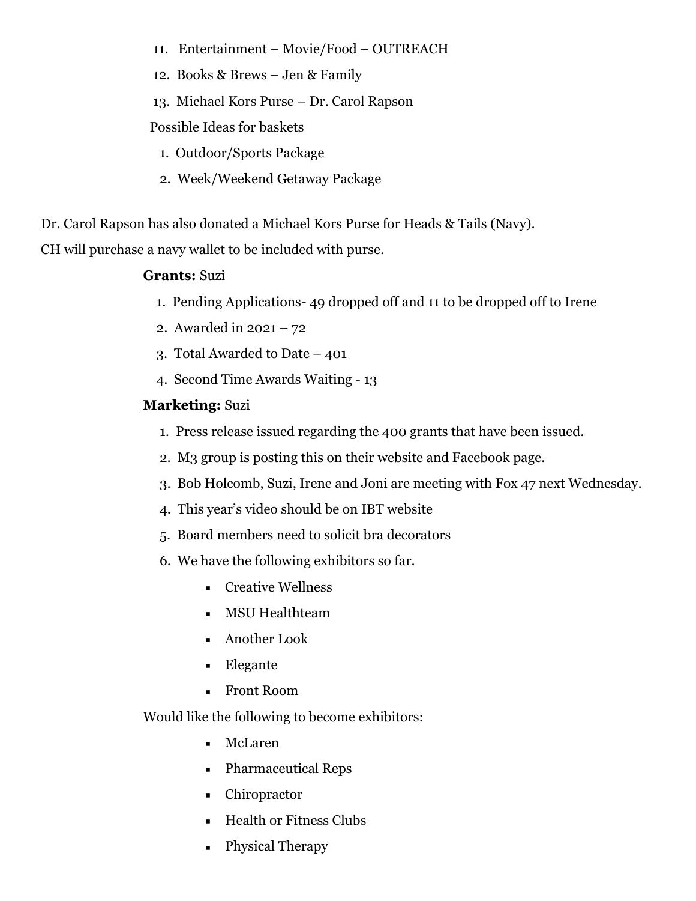11. Entertainment – Movie/Food – OUTREACH
12. Books & Brews – Jen & Family
13. Michael Kors Purse – Dr. Carol Rapson

Possible Ideas for baskets

1. Outdoor/Sports Package
2. Week/Weekend Getaway Package

Dr. Carol Rapson has also donated a Michael Kors Purse for Heads & Tails (Navy).

CH will purchase a navy wallet to be included with purse.

**Grants:** Suzi

1. Pending Applications- 49 dropped off and 11 to be dropped off to Irene
2. Awarded in 2021 – 72
3. Total Awarded to Date – 401
4. Second Time Awards Waiting - 13

**Marketing:** Suzi

1. Press release issued regarding the 400 grants that have been issued.
2. M3 group is posting this on their website and Facebook page.
3. Bob Holcomb, Suzi, Irene and Joni are meeting with Fox 47 next Wednesday.
4. This year's video should be on IBT website
5. Board members need to solicit bra decorators
6. We have the following exhibitors so far.
   - Creative Wellness
   - MSU Healthteam
   - Another Look
   - Elegante
   - Front Room

Would like the following to become exhibitors:

- McLaren
- Pharmaceutical Reps
- Chiropractor
- Health or Fitness Clubs
- Physical Therapy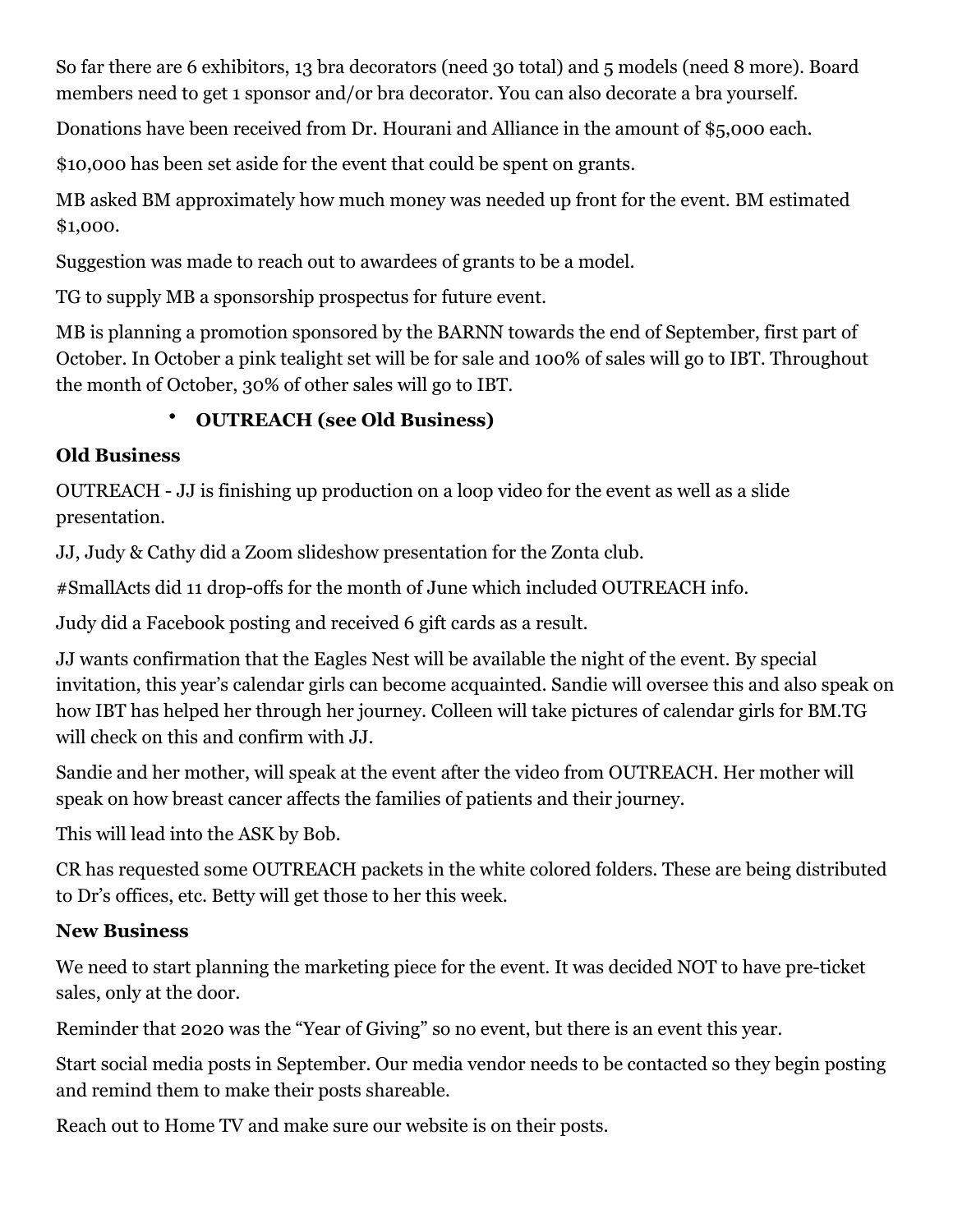So far there are 6 exhibitors, 13 bra decorators (need 30 total) and 5 models (need 8 more). Board members need to get 1 sponsor and/or bra decorator. You can also decorate a bra yourself.

Donations have been received from Dr. Hourani and Alliance in the amount of $5,000 each.

$10,000 has been set aside for the event that could be spent on grants.

MB asked BM approximately how much money was needed up front for the event. BM estimated $1,000.

Suggestion was made to reach out to awardees of grants to be a model.

TG to supply MB a sponsorship prospectus for future event.

MB is planning a promotion sponsored by the BARNN towards the end of September, first part of October. In October a pink tealight set will be for sale and 100% of sales will go to IBT. Throughout the month of October, 30% of other sales will go to IBT.

- **OUTREACH (see Old Business)**

**Old Business**

OUTREACH - JJ is finishing up production on a loop video for the event as well as a slide presentation.

JJ, Judy & Cathy did a Zoom slideshow presentation for the Zonta club.

#SmallActs did 11 drop-offs for the month of June which included OUTREACH info.

Judy did a Facebook posting and received 6 gift cards as a result.

JJ wants confirmation that the Eagles Nest will be available the night of the event. By special invitation, this year's calendar girls can become acquainted. Sandie will oversee this and also speak on how IBT has helped her through her journey. Colleen will take pictures of calendar girls for BM.TG will check on this and confirm with JJ.

Sandie and her mother, will speak at the event after the video from OUTREACH. Her mother will speak on how breast cancer affects the families of patients and their journey.

This will lead into the ASK by Bob.

CR has requested some OUTREACH packets in the white colored folders. These are being distributed to Dr's offices, etc. Betty will get those to her this week.

**New Business**

We need to start planning the marketing piece for the event. It was decided NOT to have pre-ticket sales, only at the door.

Reminder that 2020 was the "Year of Giving" so no event, but there is an event this year.

Start social media posts in September. Our media vendor needs to be contacted so they begin posting and remind them to make their posts shareable.

Reach out to Home TV and make sure our website is on their posts.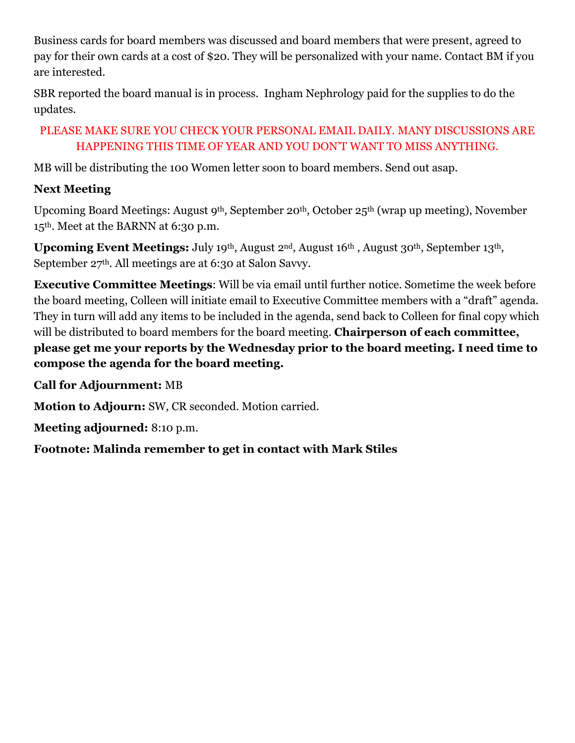Business cards for board members was discussed and board members that were present, agreed to pay for their own cards at a cost of $20. They will be personalized with your name. Contact BM if you are interested.

SBR reported the board manual is in process. Ingham Nephrology paid for the supplies to do the updates.

PLEASE MAKE SURE YOU CHECK YOUR PERSONAL EMAIL DAILY. MANY DISCUSSIONS ARE HAPPENING THIS TIME OF YEAR AND YOU DON'T WANT TO MISS ANYTHING.

MB will be distributing the 100 Women letter soon to board members. Send out asap.

**Next Meeting**

Upcoming Board Meetings: August 9th, September 20th, October 25th (wrap up meeting), November 15th. Meet at the BARNN at 6:30 p.m.

**Upcoming Event Meetings:** July 19th, August 2nd, August 16th , August 30th, September 13th, September 27th. All meetings are at 6:30 at Salon Savvy.

**Executive Committee Meetings**: Will be via email until further notice. Sometime the week before the board meeting, Colleen will initiate email to Executive Committee members with a "draft" agenda. They in turn will add any items to be included in the agenda, send back to Colleen for final copy which will be distributed to board members for the board meeting. **Chairperson of each committee, please get me your reports by the Wednesday prior to the board meeting. I need time to compose the agenda for the board meeting.**

**Call for Adjournment:** MB

**Motion to Adjourn:** SW, CR seconded. Motion carried.

**Meeting adjourned:** 8:10 p.m.

**Footnote: Malinda remember to get in contact with Mark Stiles**